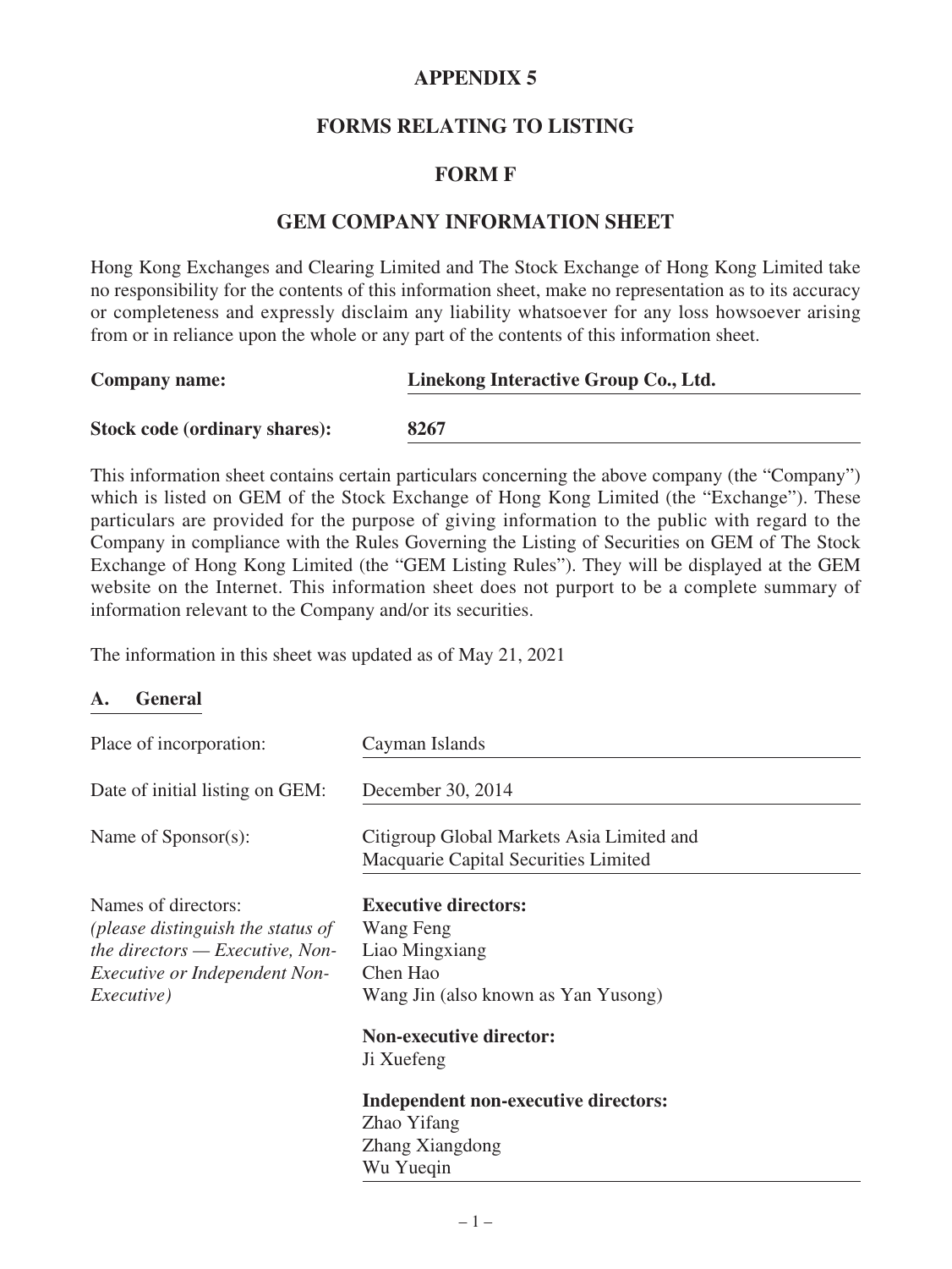# APPENDIX 5

## FORMS RELATING TO LISTING

## FORM F

## GEM COMPANY INFORMATION SHEET

Hong Kong Exchanges and Clearing Limited and The Stock Exchange of Hong Kong Limited take no responsibility for the contents of this information sheet, make no representation as to its accuracy or completeness and expressly disclaim any liability whatsoever for any loss howsoever arising from or in reliance upon the whole or any part of the contents of this information sheet.

**Company name:** **Linekong Interactive Group Co., Ltd.**

**Stock code (ordinary shares):** **8267**

This information sheet contains certain particulars concerning the above company (the "Company") which is listed on GEM of the Stock Exchange of Hong Kong Limited (the "Exchange"). These particulars are provided for the purpose of giving information to the public with regard to the Company in compliance with the Rules Governing the Listing of Securities on GEM of The Stock Exchange of Hong Kong Limited (the "GEM Listing Rules"). They will be displayed at the GEM website on the Internet. This information sheet does not purport to be a complete summary of information relevant to the Company and/or its securities.

The information in this sheet was updated as of May 21, 2021

### A. General

Place of incorporation: Cayman Islands

Date of initial listing on GEM: December 30, 2014

Name of Sponsor(s): Citigroup Global Markets Asia Limited and Macquarie Capital Securities Limited

Names of directors:
*(please distinguish the status of the directors — Executive, Non-Executive or Independent Non-Executive)*

**Executive directors:**
Wang Feng
Liao Mingxiang
Chen Hao
Wang Jin (also known as Yan Yusong)

**Non-executive director:**
Ji Xuefeng

**Independent non-executive directors:**
Zhao Yifang
Zhang Xiangdong
Wu Yueqin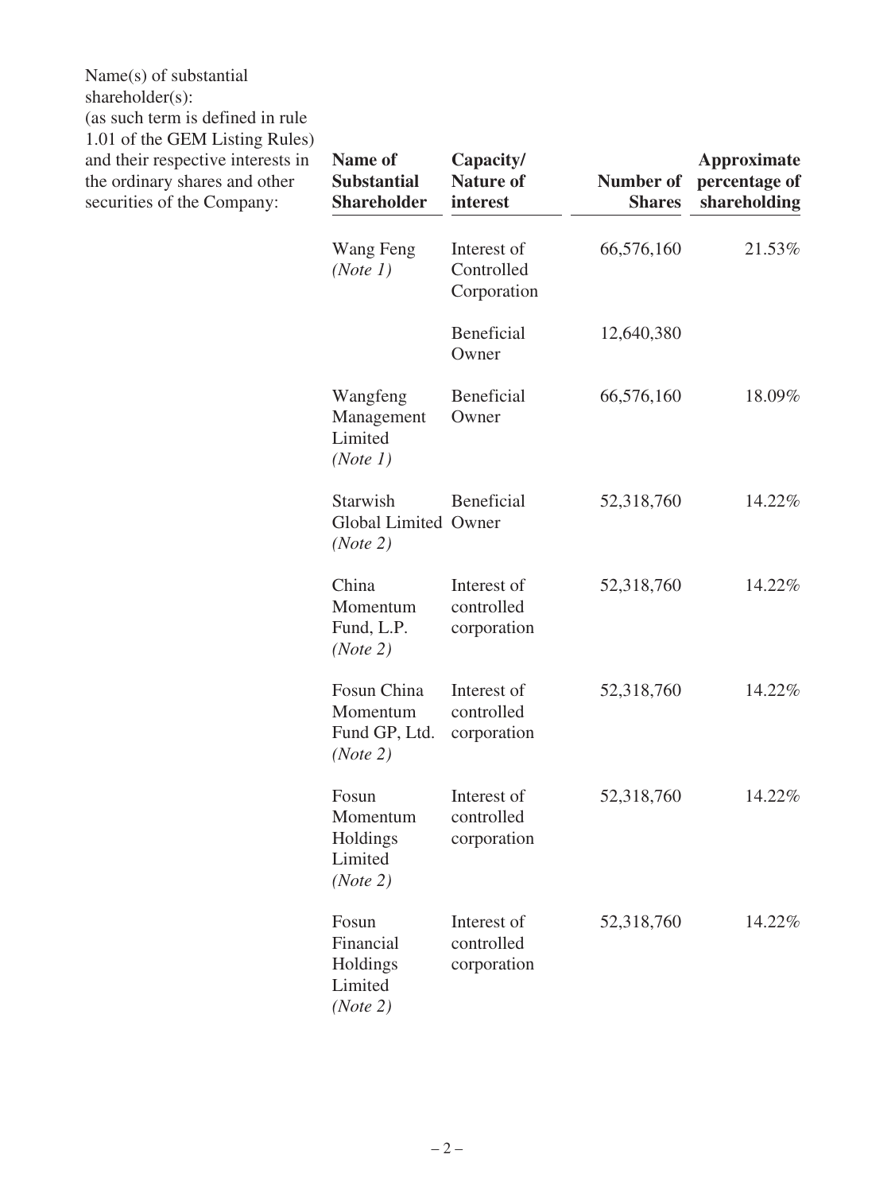Name(s) of substantial shareholder(s): (as such term is defined in rule 1.01 of the GEM Listing Rules) and their respective interests in the ordinary shares and other securities of the Company:

| Name of Substantial Shareholder | Capacity/ Nature of interest | Number of Shares | Approximate percentage of shareholding |
|---|---|---|---|
| Wang Feng *(Note 1)* | Interest of Controlled Corporation | 66,576,160 | 21.53% |
| | Beneficial Owner | 12,640,380 | |
| Wangfeng Management Limited *(Note 1)* | Beneficial Owner | 66,576,160 | 18.09% |
| Starwish Global Limited *(Note 2)* | Beneficial Owner | 52,318,760 | 14.22% |
| China Momentum Fund, L.P. *(Note 2)* | Interest of controlled corporation | 52,318,760 | 14.22% |
| Fosun China Momentum Fund GP, Ltd. *(Note 2)* | Interest of controlled corporation | 52,318,760 | 14.22% |
| Fosun Momentum Holdings Limited *(Note 2)* | Interest of controlled corporation | 52,318,760 | 14.22% |
| Fosun Financial Holdings Limited *(Note 2)* | Interest of controlled corporation | 52,318,760 | 14.22% |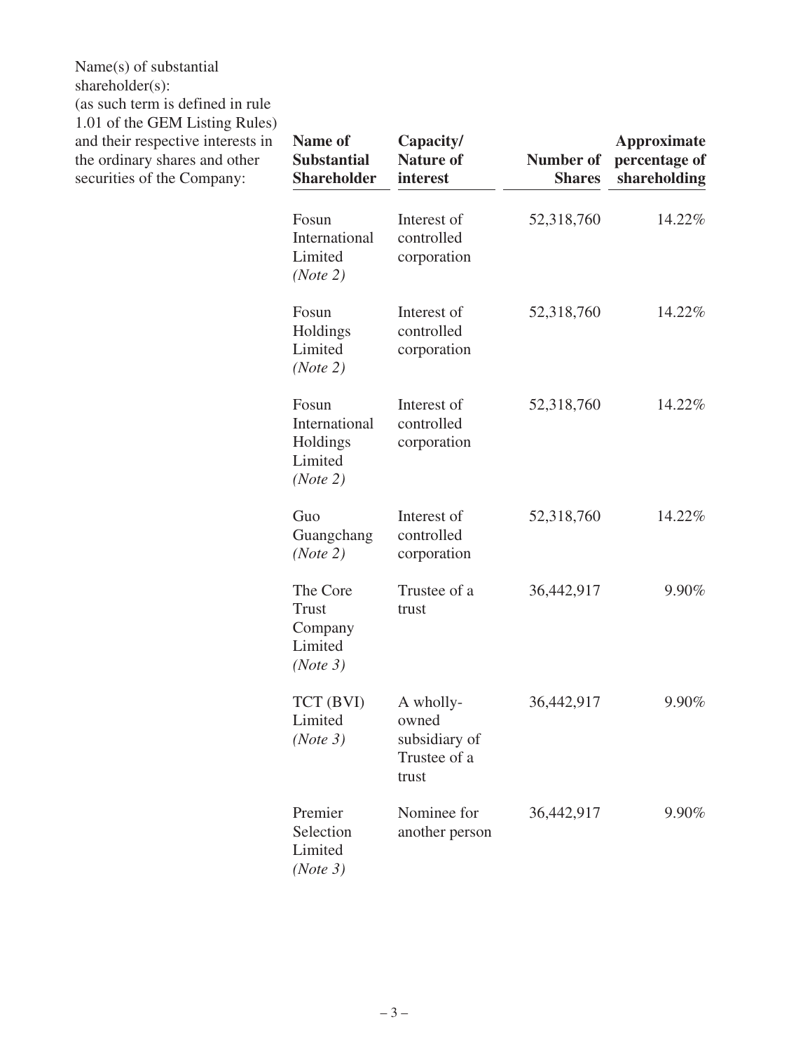Name(s) of substantial shareholder(s): (as such term is defined in rule 1.01 of the GEM Listing Rules) and their respective interests in the ordinary shares and other securities of the Company:

| Name of Substantial Shareholder | Capacity/ Nature of interest | Number of Shares | Approximate percentage of shareholding |
|---|---|---|---|
| Fosun International Limited *(Note 2)* | Interest of controlled corporation | 52,318,760 | 14.22% |
| Fosun Holdings Limited *(Note 2)* | Interest of controlled corporation | 52,318,760 | 14.22% |
| Fosun International Holdings Limited *(Note 2)* | Interest of controlled corporation | 52,318,760 | 14.22% |
| Guo Guangchang *(Note 2)* | Interest of controlled corporation | 52,318,760 | 14.22% |
| The Core Trust Company Limited *(Note 3)* | Trustee of a trust | 36,442,917 | 9.90% |
| TCT (BVI) Limited *(Note 3)* | A wholly-owned subsidiary of Trustee of a trust | 36,442,917 | 9.90% |
| Premier Selection Limited *(Note 3)* | Nominee for another person | 36,442,917 | 9.90% |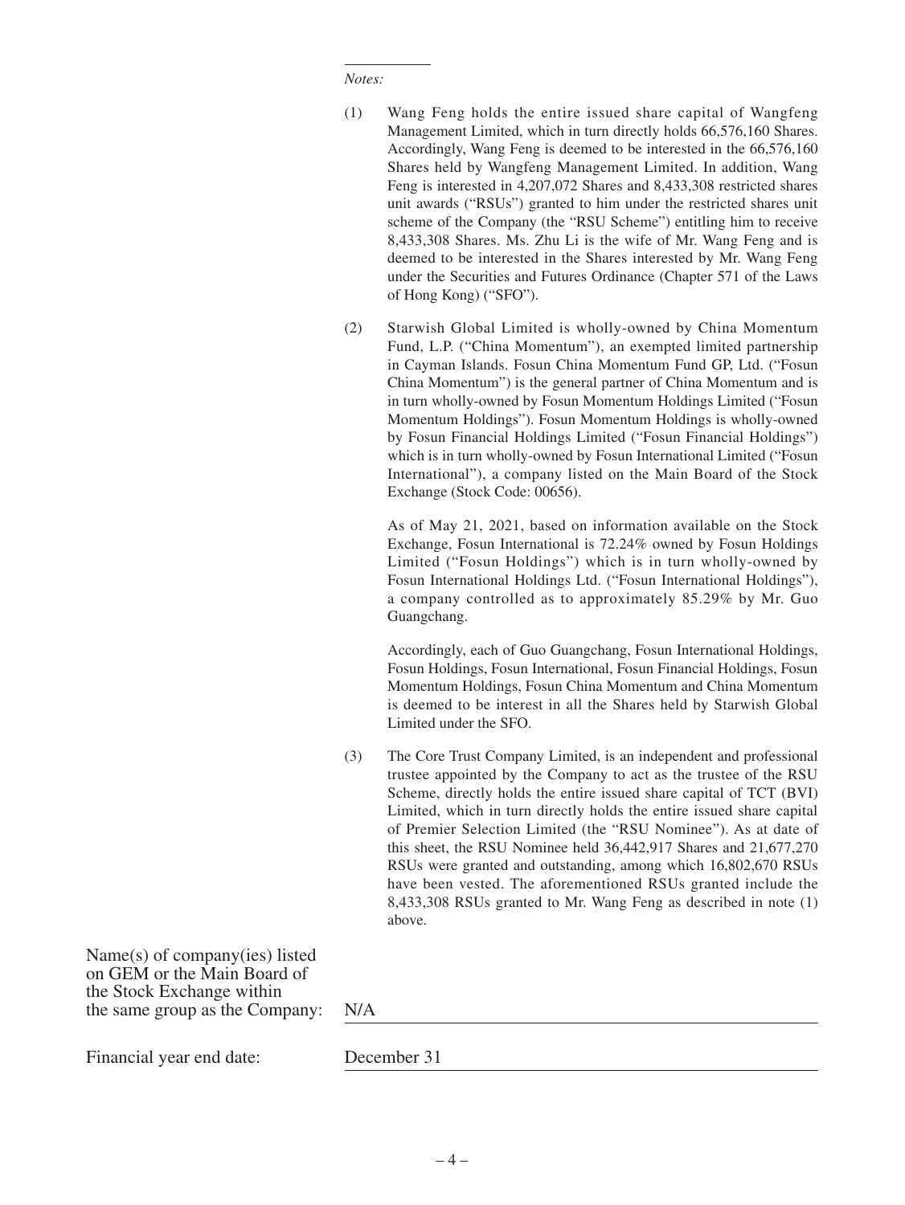*Notes:*

(1) Wang Feng holds the entire issued share capital of Wangfeng Management Limited, which in turn directly holds 66,576,160 Shares. Accordingly, Wang Feng is deemed to be interested in the 66,576,160 Shares held by Wangfeng Management Limited. In addition, Wang Feng is interested in 4,207,072 Shares and 8,433,308 restricted shares unit awards ("RSUs") granted to him under the restricted shares unit scheme of the Company (the "RSU Scheme") entitling him to receive 8,433,308 Shares. Ms. Zhu Li is the wife of Mr. Wang Feng and is deemed to be interested in the Shares interested by Mr. Wang Feng under the Securities and Futures Ordinance (Chapter 571 of the Laws of Hong Kong) ("SFO").

(2) Starwish Global Limited is wholly-owned by China Momentum Fund, L.P. ("China Momentum"), an exempted limited partnership in Cayman Islands. Fosun China Momentum Fund GP, Ltd. ("Fosun China Momentum") is the general partner of China Momentum and is in turn wholly-owned by Fosun Momentum Holdings Limited ("Fosun Momentum Holdings"). Fosun Momentum Holdings is wholly-owned by Fosun Financial Holdings Limited ("Fosun Financial Holdings") which is in turn wholly-owned by Fosun International Limited ("Fosun International"), a company listed on the Main Board of the Stock Exchange (Stock Code: 00656).

As of May 21, 2021, based on information available on the Stock Exchange, Fosun International is 72.24% owned by Fosun Holdings Limited ("Fosun Holdings") which is in turn wholly-owned by Fosun International Holdings Ltd. ("Fosun International Holdings"), a company controlled as to approximately 85.29% by Mr. Guo Guangchang.

Accordingly, each of Guo Guangchang, Fosun International Holdings, Fosun Holdings, Fosun International, Fosun Financial Holdings, Fosun Momentum Holdings, Fosun China Momentum and China Momentum is deemed to be interest in all the Shares held by Starwish Global Limited under the SFO.

(3) The Core Trust Company Limited, is an independent and professional trustee appointed by the Company to act as the trustee of the RSU Scheme, directly holds the entire issued share capital of TCT (BVI) Limited, which in turn directly holds the entire issued share capital of Premier Selection Limited (the "RSU Nominee"). As at date of this sheet, the RSU Nominee held 36,442,917 Shares and 21,677,270 RSUs were granted and outstanding, among which 16,802,670 RSUs have been vested. The aforementioned RSUs granted include the 8,433,308 RSUs granted to Mr. Wang Feng as described in note (1) above.

Name(s) of company(ies) listed on GEM or the Main Board of the Stock Exchange within the same group as the Company: N/A

Financial year end date: December 31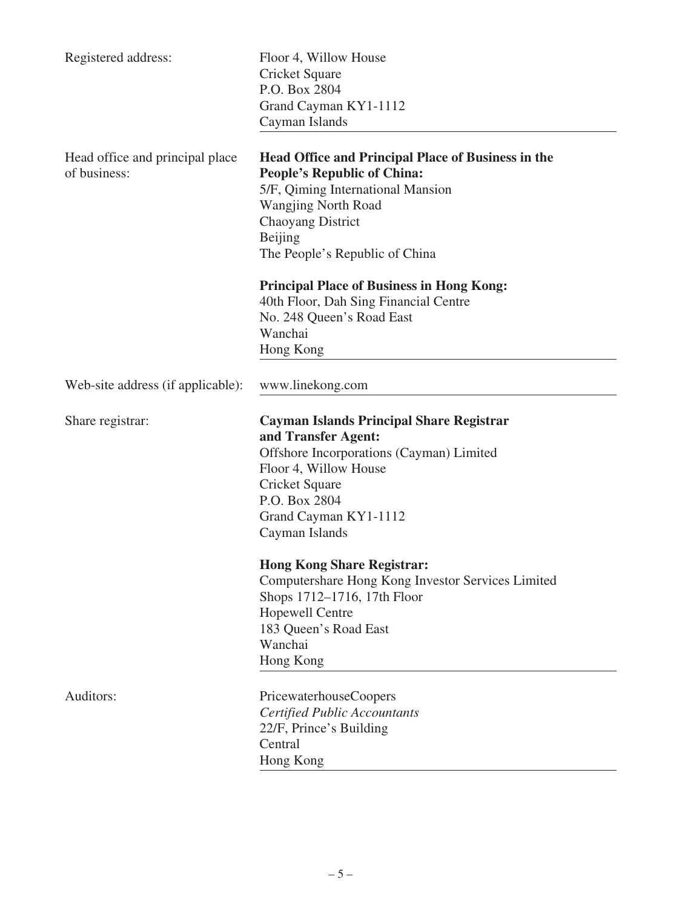| | |
|---|---|
| Registered address: | Floor 4, Willow House<br>Cricket Square<br>P.O. Box 2804<br>Grand Cayman KY1-1112<br>Cayman Islands |
| Head office and principal place of business: | **Head Office and Principal Place of Business in the People's Republic of China:**<br>5/F, Qiming International Mansion<br>Wangjing North Road<br>Chaoyang District<br>Beijing<br>The People's Republic of China<br><br>**Principal Place of Business in Hong Kong:**<br>40th Floor, Dah Sing Financial Centre<br>No. 248 Queen's Road East<br>Wanchai<br>Hong Kong |
| Web-site address (if applicable): | www.linekong.com |
| Share registrar: | **Cayman Islands Principal Share Registrar and Transfer Agent:**<br>Offshore Incorporations (Cayman) Limited<br>Floor 4, Willow House<br>Cricket Square<br>P.O. Box 2804<br>Grand Cayman KY1-1112<br>Cayman Islands<br><br>**Hong Kong Share Registrar:**<br>Computershare Hong Kong Investor Services Limited<br>Shops 1712–1716, 17th Floor<br>Hopewell Centre<br>183 Queen's Road East<br>Wanchai<br>Hong Kong |
| Auditors: | PricewaterhouseCoopers<br>*Certified Public Accountants*<br>22/F, Prince's Building<br>Central<br>Hong Kong |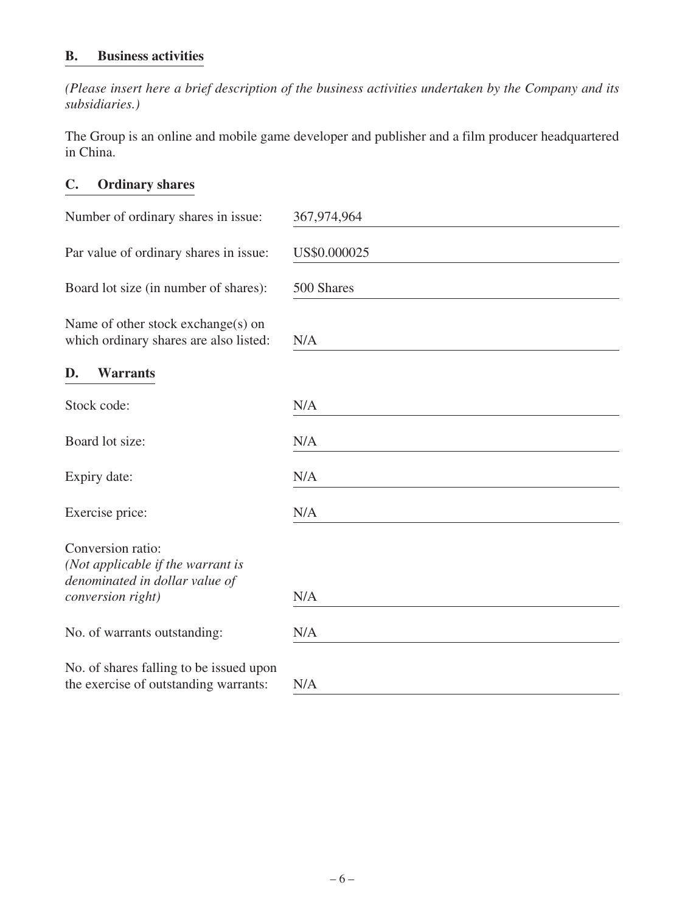## B. Business activities

*(Please insert here a brief description of the business activities undertaken by the Company and its subsidiaries.)*

The Group is an online and mobile game developer and publisher and a film producer headquartered in China.

## C. Ordinary shares

| | |
|---|---|
| Number of ordinary shares in issue: | 367,974,964 |
| Par value of ordinary shares in issue: | US$0.000025 |
| Board lot size (in number of shares): | 500 Shares |
| Name of other stock exchange(s) on which ordinary shares are also listed: | N/A |

## D. Warrants

| | |
|---|---|
| Stock code: | N/A |
| Board lot size: | N/A |
| Expiry date: | N/A |
| Exercise price: | N/A |
| Conversion ratio: *(Not applicable if the warrant is denominated in dollar value of conversion right)* | N/A |
| No. of warrants outstanding: | N/A |
| No. of shares falling to be issued upon the exercise of outstanding warrants: | N/A |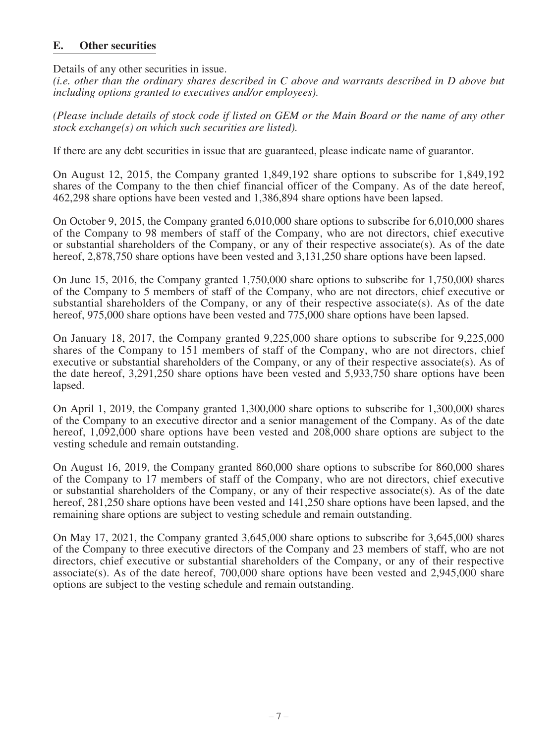## E. Other securities

Details of any other securities in issue.
*(i.e. other than the ordinary shares described in C above and warrants described in D above but including options granted to executives and/or employees).*

*(Please include details of stock code if listed on GEM or the Main Board or the name of any other stock exchange(s) on which such securities are listed).*

If there are any debt securities in issue that are guaranteed, please indicate name of guarantor.

On August 12, 2015, the Company granted 1,849,192 share options to subscribe for 1,849,192 shares of the Company to the then chief financial officer of the Company. As of the date hereof, 462,298 share options have been vested and 1,386,894 share options have been lapsed.

On October 9, 2015, the Company granted 6,010,000 share options to subscribe for 6,010,000 shares of the Company to 98 members of staff of the Company, who are not directors, chief executive or substantial shareholders of the Company, or any of their respective associate(s). As of the date hereof, 2,878,750 share options have been vested and 3,131,250 share options have been lapsed.

On June 15, 2016, the Company granted 1,750,000 share options to subscribe for 1,750,000 shares of the Company to 5 members of staff of the Company, who are not directors, chief executive or substantial shareholders of the Company, or any of their respective associate(s). As of the date hereof, 975,000 share options have been vested and 775,000 share options have been lapsed.

On January 18, 2017, the Company granted 9,225,000 share options to subscribe for 9,225,000 shares of the Company to 151 members of staff of the Company, who are not directors, chief executive or substantial shareholders of the Company, or any of their respective associate(s). As of the date hereof, 3,291,250 share options have been vested and 5,933,750 share options have been lapsed.

On April 1, 2019, the Company granted 1,300,000 share options to subscribe for 1,300,000 shares of the Company to an executive director and a senior management of the Company. As of the date hereof, 1,092,000 share options have been vested and 208,000 share options are subject to the vesting schedule and remain outstanding.

On August 16, 2019, the Company granted 860,000 share options to subscribe for 860,000 shares of the Company to 17 members of staff of the Company, who are not directors, chief executive or substantial shareholders of the Company, or any of their respective associate(s). As of the date hereof, 281,250 share options have been vested and 141,250 share options have been lapsed, and the remaining share options are subject to vesting schedule and remain outstanding.

On May 17, 2021, the Company granted 3,645,000 share options to subscribe for 3,645,000 shares of the Company to three executive directors of the Company and 23 members of staff, who are not directors, chief executive or substantial shareholders of the Company, or any of their respective associate(s). As of the date hereof, 700,000 share options have been vested and 2,945,000 share options are subject to the vesting schedule and remain outstanding.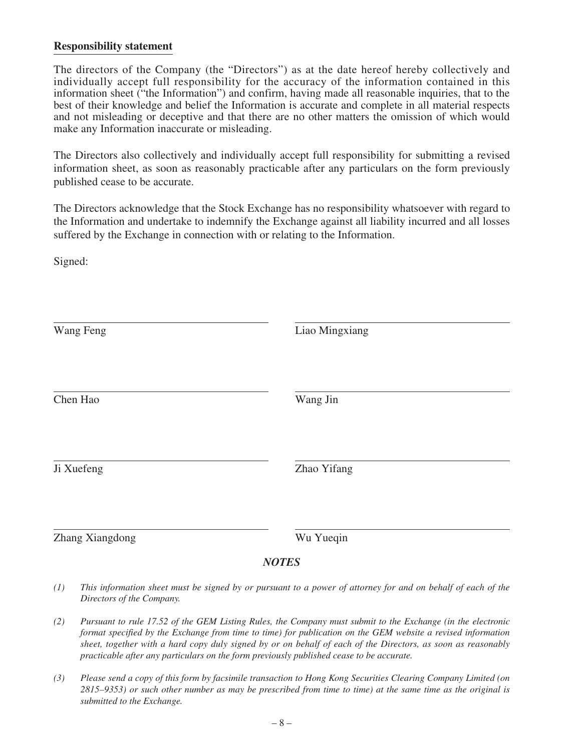**Responsibility statement**

The directors of the Company (the "Directors") as at the date hereof hereby collectively and individually accept full responsibility for the accuracy of the information contained in this information sheet ("the Information") and confirm, having made all reasonable inquiries, that to the best of their knowledge and belief the Information is accurate and complete in all material respects and not misleading or deceptive and that there are no other matters the omission of which would make any Information inaccurate or misleading.

The Directors also collectively and individually accept full responsibility for submitting a revised information sheet, as soon as reasonably practicable after any particulars on the form previously published cease to be accurate.

The Directors acknowledge that the Stock Exchange has no responsibility whatsoever with regard to the Information and undertake to indemnify the Exchange against all liability incurred and all losses suffered by the Exchange in connection with or relating to the Information.

Signed:

| | |
|---|---|
| Wang Feng | Liao Mingxiang |
| Chen Hao | Wang Jin |
| Ji Xuefeng | Zhao Yifang |
| Zhang Xiangdong | Wu Yueqin |

***NOTES***

*(1) This information sheet must be signed by or pursuant to a power of attorney for and on behalf of each of the Directors of the Company.*

*(2) Pursuant to rule 17.52 of the GEM Listing Rules, the Company must submit to the Exchange (in the electronic format specified by the Exchange from time to time) for publication on the GEM website a revised information sheet, together with a hard copy duly signed by or on behalf of each of the Directors, as soon as reasonably practicable after any particulars on the form previously published cease to be accurate.*

*(3) Please send a copy of this form by facsimile transaction to Hong Kong Securities Clearing Company Limited (on 2815–9353) or such other number as may be prescribed from time to time) at the same time as the original is submitted to the Exchange.*